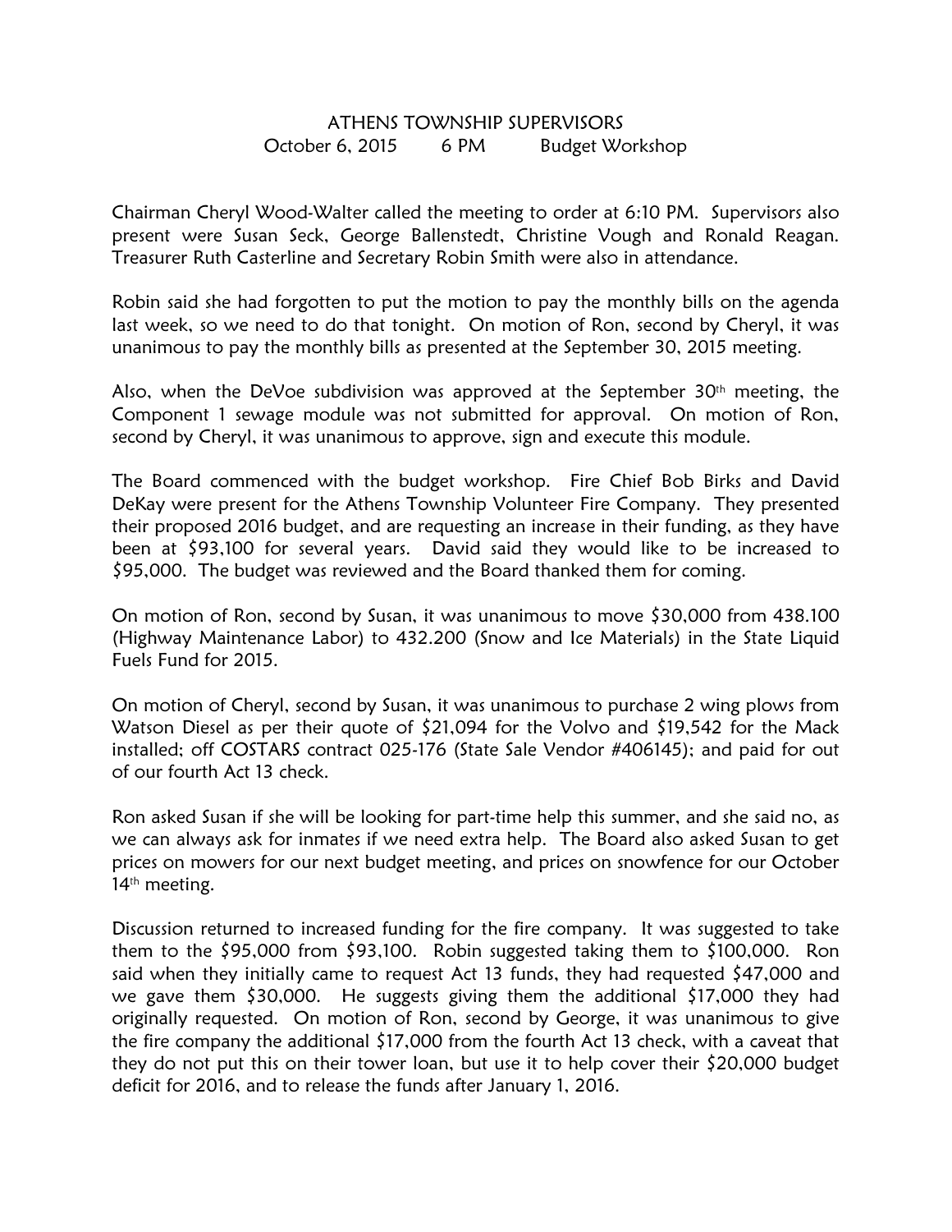# ATHENS TOWNSHIP SUPERVISORS

October 6, 2015 6 PM Budget Workshop

Chairman Cheryl Wood-Walter called the meeting to order at 6:10 PM. Supervisors also present were Susan Seck, George Ballenstedt, Christine Vough and Ronald Reagan. Treasurer Ruth Casterline and Secretary Robin Smith were also in attendance.

Robin said she had forgotten to put the motion to pay the monthly bills on the agenda last week, so we need to do that tonight. On motion of Ron, second by Cheryl, it was unanimous to pay the monthly bills as presented at the September 30, 2015 meeting.

Also, when the DeVoe subdivision was approved at the September 30th meeting, the Component 1 sewage module was not submitted for approval. On motion of Ron, second by Cheryl, it was unanimous to approve, sign and execute this module.

The Board commenced with the budget workshop. Fire Chief Bob Birks and David DeKay were present for the Athens Township Volunteer Fire Company. They presented their proposed 2016 budget, and are requesting an increase in their funding, as they have been at $93,100 for several years. David said they would like to be increased to $95,000. The budget was reviewed and the Board thanked them for coming.

On motion of Ron, second by Susan, it was unanimous to move $30,000 from 438.100 (Highway Maintenance Labor) to 432.200 (Snow and Ice Materials) in the State Liquid Fuels Fund for 2015.

On motion of Cheryl, second by Susan, it was unanimous to purchase 2 wing plows from Watson Diesel as per their quote of $21,094 for the Volvo and $19,542 for the Mack installed; off COSTARS contract 025-176 (State Sale Vendor #406145); and paid for out of our fourth Act 13 check.

Ron asked Susan if she will be looking for part-time help this summer, and she said no, as we can always ask for inmates if we need extra help. The Board also asked Susan to get prices on mowers for our next budget meeting, and prices on snowfence for our October 14th meeting.

Discussion returned to increased funding for the fire company. It was suggested to take them to the $95,000 from $93,100. Robin suggested taking them to $100,000. Ron said when they initially came to request Act 13 funds, they had requested $47,000 and we gave them $30,000. He suggests giving them the additional $17,000 they had originally requested. On motion of Ron, second by George, it was unanimous to give the fire company the additional $17,000 from the fourth Act 13 check, with a caveat that they do not put this on their tower loan, but use it to help cover their $20,000 budget deficit for 2016, and to release the funds after January 1, 2016.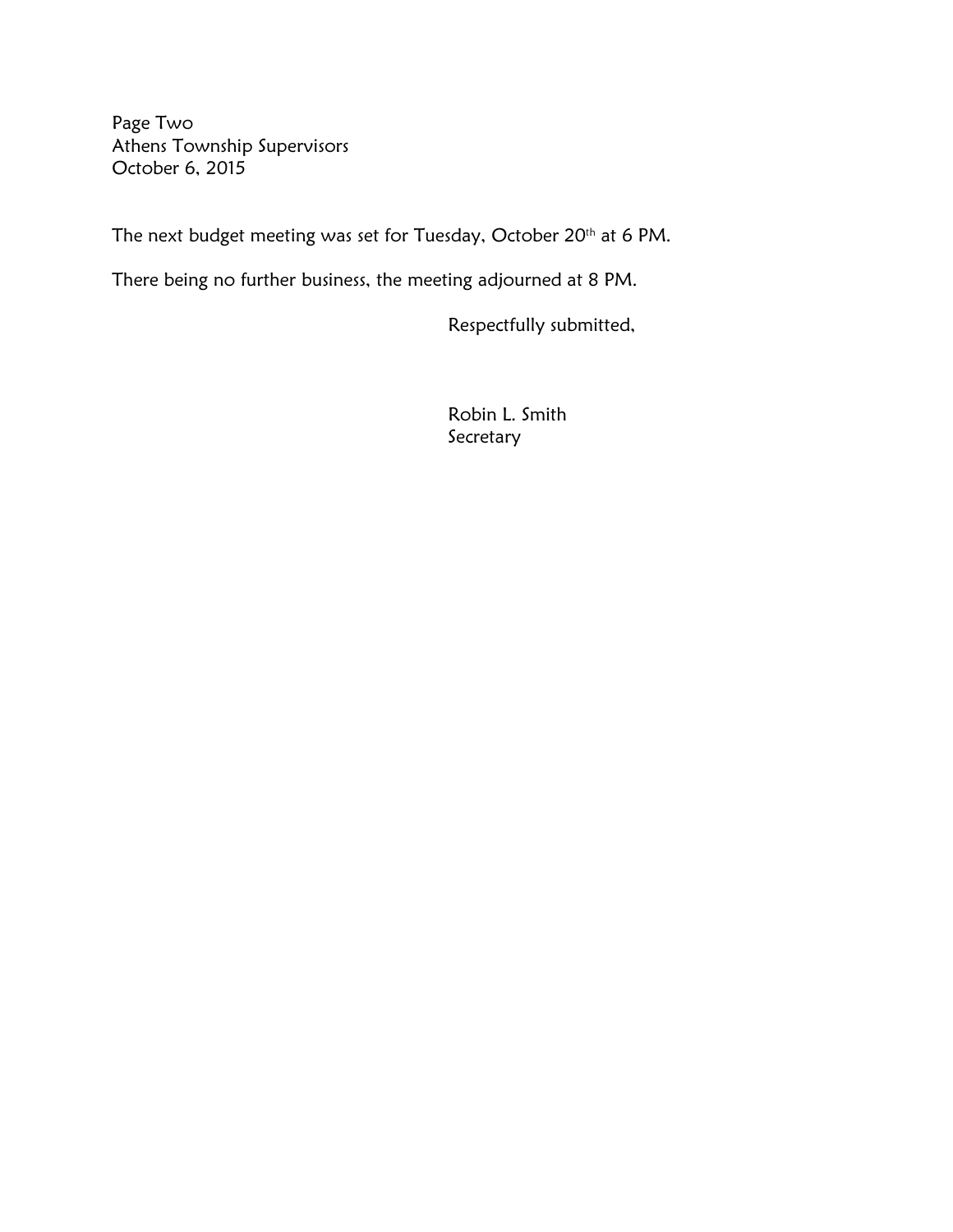The next budget meeting was set for Tuesday, October 20th at 6 PM.

There being no further business, the meeting adjourned at 8 PM.

Respectfully submitted,

Robin L. Smith
Secretary